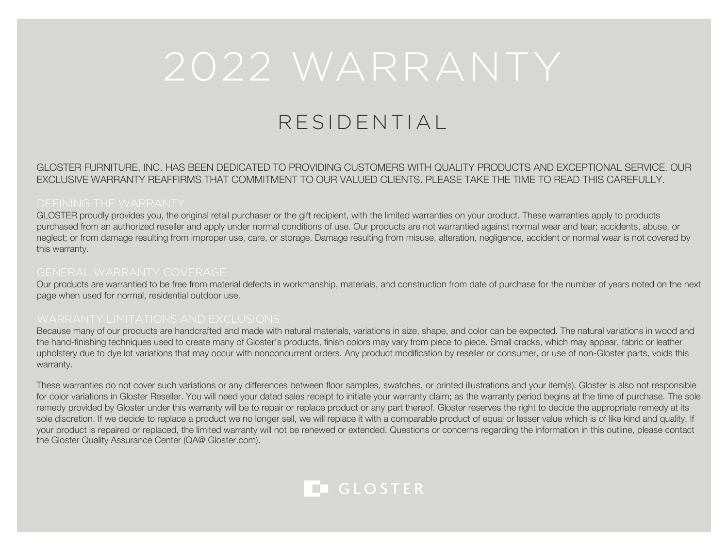# 2022 WARRANTY

## RESIDENTIAL

GLOSTER FURNITURE, INC. HAS BEEN DEDICATED TO PROVIDING CUSTOMERS WITH QUALITY PRODUCTS AND EXCEPTIONAL SERVICE. OUR EXCLUSIVE WARRANTY REAFFIRMS THAT COMMITMENT TO OUR VALUED CLIENTS. PLEASE TAKE THE TIME TO READ THIS CAREFULLY.

### DEFINING THE WARRANTY

GLOSTER proudly provides you, the original retail purchaser or the gift recipient, with the limited warranties on your product. These warranties apply to products purchased from an authorized reseller and apply under normal conditions of use. Our products are not warrantied against normal wear and tear; accidents, abuse, or neglect; or from damage resulting from improper use, care, or storage. Damage resulting from misuse, alteration, negligence, accident or normal wear is not covered by this warranty.

### GENERAL WARRANTY COVERAGE

Our products are warrantied to be free from material defects in workmanship, materials, and construction from date of purchase for the number of years noted on the next page when used for normal, residential outdoor use.

### WARRANTY LIMITATIONS AND EXCLUSIONS

Because many of our products are handcrafted and made with natural materials, variations in size, shape, and color can be expected. The natural variations in wood and the hand-finishing techniques used to create many of Gloster's products, finish colors may vary from piece to piece. Small cracks, which may appear, fabric or leather upholstery due to dye lot variations that may occur with nonconcurrent orders. Any product modification by reseller or consumer, or use of non-Gloster parts, voids this warranty.

These warranties do not cover such variations or any differences between floor samples, swatches, or printed illustrations and your item(s). Gloster is also not responsible for color variations in Gloster Reseller. You will need your dated sales receipt to initiate your warranty claim; as the warranty period begins at the time of purchase. The sole remedy provided by Gloster under this warranty will be to repair or replace product or any part thereof. Gloster reserves the right to decide the appropriate remedy at its sole discretion. If we decide to replace a product we no longer sell, we will replace it with a comparable product of equal or lesser value which is of like kind and quality. If your product is repaired or replaced, the limited warranty will not be renewed or extended. Questions or concerns regarding the information in this outline, please contact the Gloster Quality Assurance Center (QA@ Gloster.com).

GLOSTER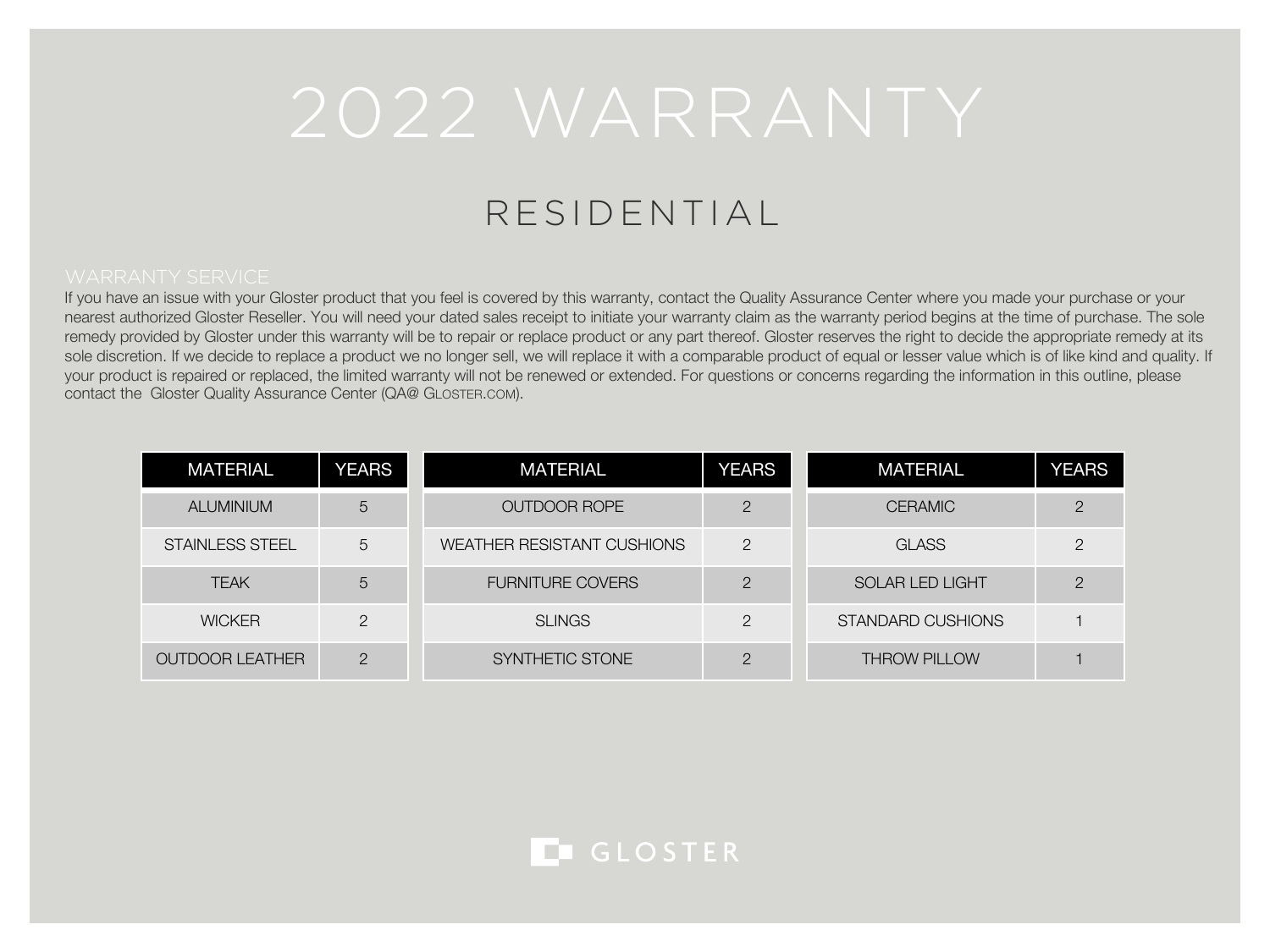# 2022 WARRANTY

## RESIDENTIAL

### WARRANTY SERVICE

If you have an issue with your Gloster product that you feel is covered by this warranty, contact the Quality Assurance Center where you made your purchase or your nearest authorized Gloster Reseller. You will need your dated sales receipt to initiate your warranty claim as the warranty period begins at the time of purchase. The sole remedy provided by Gloster under this warranty will be to repair or replace product or any part thereof. Gloster reserves the right to decide the appropriate remedy at its sole discretion. If we decide to replace a product we no longer sell, we will replace it with a comparable product of equal or lesser value which is of like kind and quality. If your product is repaired or replaced, the limited warranty will not be renewed or extended. For questions or concerns regarding the information in this outline, please contact the Gloster Quality Assurance Center (QA@ GLOSTER.COM).

| MATERIAL | YEARS |
|---|---|
| ALUMINIUM | 5 |
| STAINLESS STEEL | 5 |
| TEAK | 5 |
| WICKER | 2 |
| OUTDOOR LEATHER | 2 |

| MATERIAL | YEARS |
|---|---|
| OUTDOOR ROPE | 2 |
| WEATHER RESISTANT CUSHIONS | 2 |
| FURNITURE COVERS | 2 |
| SLINGS | 2 |
| SYNTHETIC STONE | 2 |

| MATERIAL | YEARS |
|---|---|
| CERAMIC | 2 |
| GLASS | 2 |
| SOLAR LED LIGHT | 2 |
| STANDARD CUSHIONS | 1 |
| THROW PILLOW | 1 |

GLOSTER